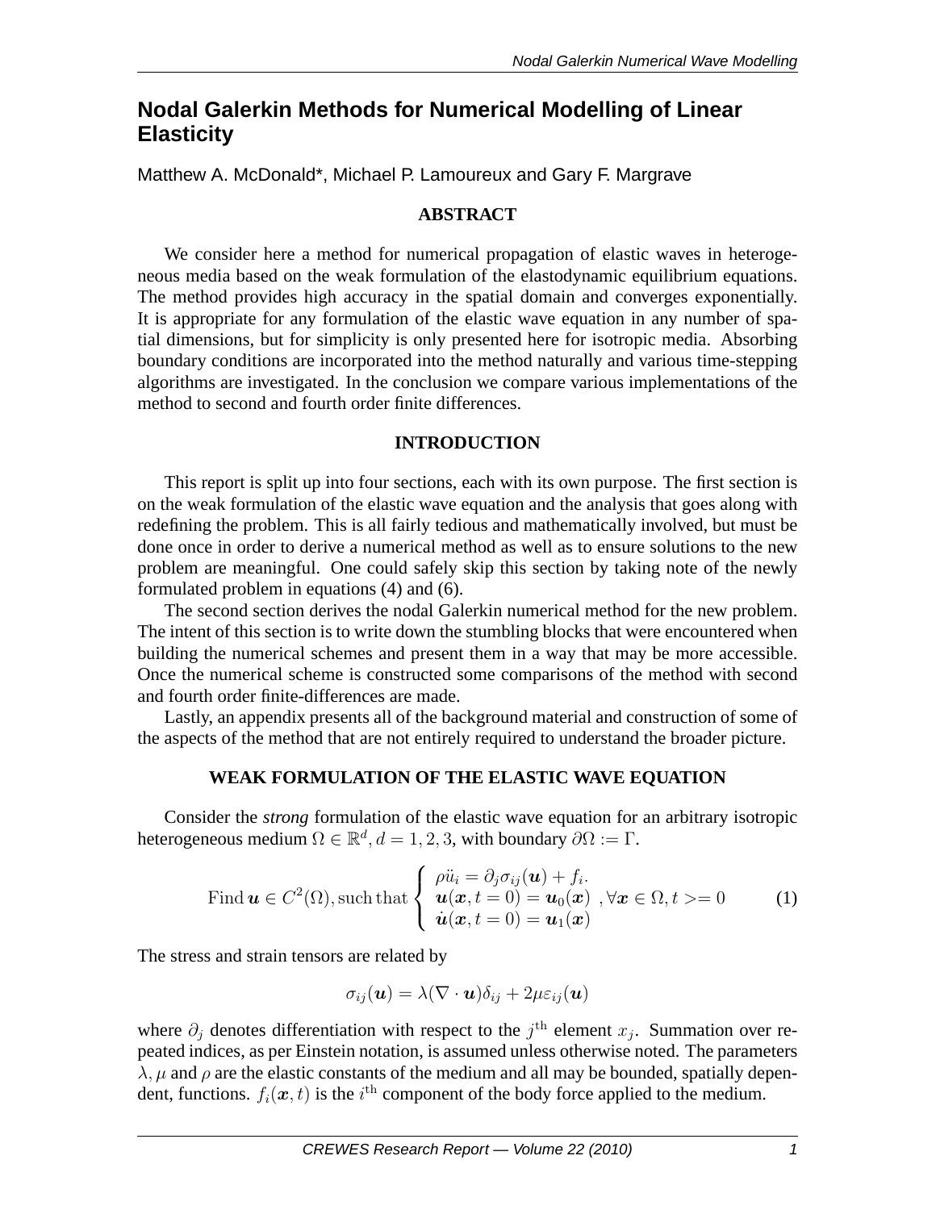# Nodal Galerkin Methods for Numerical Modelling of Linear Elasticity

Matthew A. McDonald*, Michael P. Lamoureux and Gary F. Margrave

## ABSTRACT

We consider here a method for numerical propagation of elastic waves in heterogeneous media based on the weak formulation of the elastodynamic equilibrium equations. The method provides high accuracy in the spatial domain and converges exponentially. It is appropriate for any formulation of the elastic wave equation in any number of spatial dimensions, but for simplicity is only presented here for isotropic media. Absorbing boundary conditions are incorporated into the method naturally and various time-stepping algorithms are investigated. In the conclusion we compare various implementations of the method to second and fourth order finite differences.

## INTRODUCTION

This report is split up into four sections, each with its own purpose. The first section is on the weak formulation of the elastic wave equation and the analysis that goes along with redefining the problem. This is all fairly tedious and mathematically involved, but must be done once in order to derive a numerical method as well as to ensure solutions to the new problem are meaningful. One could safely skip this section by taking note of the newly formulated problem in equations (4) and (6).

The second section derives the nodal Galerkin numerical method for the new problem. The intent of this section is to write down the stumbling blocks that were encountered when building the numerical schemes and present them in a way that may be more accessible. Once the numerical scheme is constructed some comparisons of the method with second and fourth order finite-differences are made.

Lastly, an appendix presents all of the background material and construction of some of the aspects of the method that are not entirely required to understand the broader picture.

## WEAK FORMULATION OF THE ELASTIC WAVE EQUATION

Consider the *strong* formulation of the elastic wave equation for an arbitrary isotropic heterogeneous medium $\Omega \in \mathbb{R}^d, d = 1, 2, 3$, with boundary $\partial\Omega := \Gamma$.

$$
\text{Find } \boldsymbol{u} \in C^2(\Omega), \text{such that} \begin{cases} \rho \ddot{u}_i = \partial_j \sigma_{ij}(\boldsymbol{u}) + f_i. \\ \boldsymbol{u}(\boldsymbol{x}, t=0) = \boldsymbol{u}_0(\boldsymbol{x}) \\ \dot{\boldsymbol{u}}(\boldsymbol{x}, t=0) = \boldsymbol{u}_1(\boldsymbol{x}) \end{cases} , \forall \boldsymbol{x} \in \Omega, t >= 0 \tag{1}
$$

The stress and strain tensors are related by

$$
\sigma_{ij}(\boldsymbol{u}) = \lambda(\nabla \cdot \boldsymbol{u})\delta_{ij} + 2\mu\varepsilon_{ij}(\boldsymbol{u})
$$

where $\partial_j$ denotes differentiation with respect to the $j^{\text{th}}$ element $x_j$. Summation over repeated indices, as per Einstein notation, is assumed unless otherwise noted. The parameters $\lambda, \mu$ and $\rho$ are the elastic constants of the medium and all may be bounded, spatially dependent, functions. $f_i(\boldsymbol{x}, t)$ is the $i^{\text{th}}$ component of the body force applied to the medium.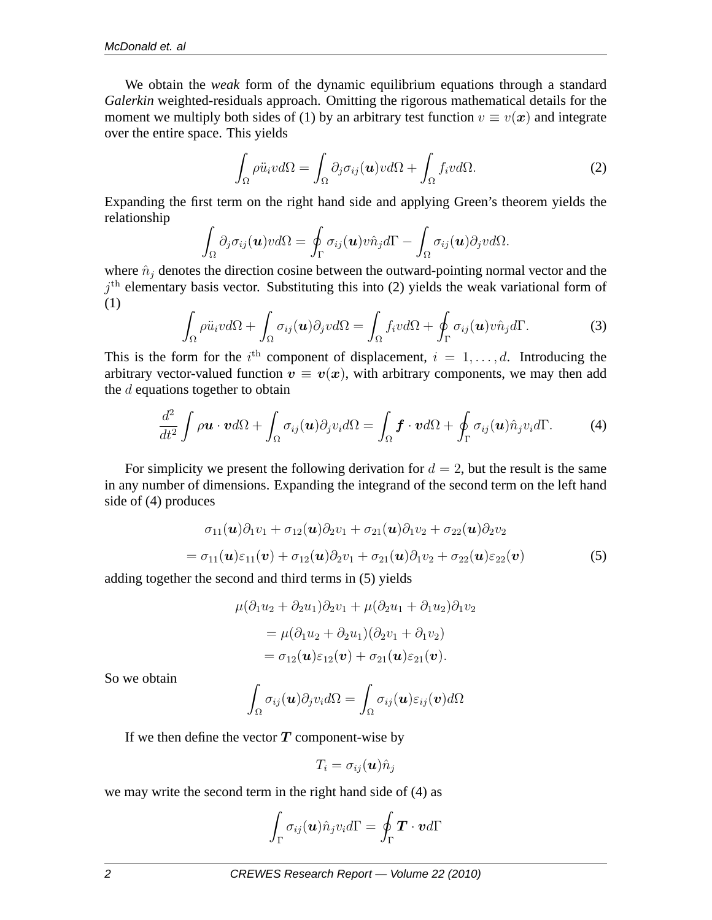We obtain the *weak* form of the dynamic equilibrium equations through a standard *Galerkin* weighted-residuals approach. Omitting the rigorous mathematical details for the moment we multiply both sides of (1) by an arbitrary test function $v \equiv v(\boldsymbol{x})$ and integrate over the entire space. This yields

$$\int_\Omega \rho \ddot{u}_i v d\Omega = \int_\Omega \partial_j \sigma_{ij}(\boldsymbol{u}) v d\Omega + \int_\Omega f_i v d\Omega. \tag{2}$$

Expanding the first term on the right hand side and applying Green's theorem yields the relationship

$$\int_\Omega \partial_j \sigma_{ij}(\boldsymbol{u}) v d\Omega = \oint_\Gamma \sigma_{ij}(\boldsymbol{u}) v \hat{n}_j d\Gamma - \int_\Omega \sigma_{ij}(\boldsymbol{u}) \partial_j v d\Omega.$$

where $\hat{n}_j$ denotes the direction cosine between the outward-pointing normal vector and the $j^{\text{th}}$ elementary basis vector. Substituting this into (2) yields the weak variational form of (1)

$$\int_\Omega \rho \ddot{u}_i v d\Omega + \int_\Omega \sigma_{ij}(\boldsymbol{u}) \partial_j v d\Omega = \int_\Omega f_i v d\Omega + \oint_\Gamma \sigma_{ij}(\boldsymbol{u}) v \hat{n}_j d\Gamma. \tag{3}$$

This is the form for the $i^{\text{th}}$ component of displacement, $i = 1, \ldots, d$. Introducing the arbitrary vector-valued function $\boldsymbol{v} \equiv \boldsymbol{v}(\boldsymbol{x})$, with arbitrary components, we may then add the $d$ equations together to obtain

$$\frac{d^2}{dt^2} \int \rho \boldsymbol{u} \cdot \boldsymbol{v} d\Omega + \int_\Omega \sigma_{ij}(\boldsymbol{u}) \partial_j v_i d\Omega = \int_\Omega \boldsymbol{f} \cdot \boldsymbol{v} d\Omega + \oint_\Gamma \sigma_{ij}(\boldsymbol{u}) \hat{n}_j v_i d\Gamma. \tag{4}$$

For simplicity we present the following derivation for $d = 2$, but the result is the same in any number of dimensions. Expanding the integrand of the second term on the left hand side of (4) produces

$$\begin{aligned}
&\sigma_{11}(\boldsymbol{u}) \partial_1 v_1 + \sigma_{12}(\boldsymbol{u}) \partial_2 v_1 + \sigma_{21}(\boldsymbol{u}) \partial_1 v_2 + \sigma_{22}(\boldsymbol{u}) \partial_2 v_2 \\
&= \sigma_{11}(\boldsymbol{u}) \varepsilon_{11}(\boldsymbol{v}) + \sigma_{12}(\boldsymbol{u}) \partial_2 v_1 + \sigma_{21}(\boldsymbol{u}) \partial_1 v_2 + \sigma_{22}(\boldsymbol{u}) \varepsilon_{22}(\boldsymbol{v})
\end{aligned} \tag{5}$$

adding together the second and third terms in (5) yields

$$\begin{aligned}
&\mu(\partial_1 u_2 + \partial_2 u_1) \partial_2 v_1 + \mu(\partial_2 u_1 + \partial_1 u_2) \partial_1 v_2 \\
&= \mu(\partial_1 u_2 + \partial_2 u_1)(\partial_2 v_1 + \partial_1 v_2) \\
&= \sigma_{12}(\boldsymbol{u}) \varepsilon_{12}(\boldsymbol{v}) + \sigma_{21}(\boldsymbol{u}) \varepsilon_{21}(\boldsymbol{v}).
\end{aligned}$$

So we obtain

$$\int_\Omega \sigma_{ij}(\boldsymbol{u}) \partial_j v_i d\Omega = \int_\Omega \sigma_{ij}(\boldsymbol{u}) \varepsilon_{ij}(\boldsymbol{v}) d\Omega$$

If we then define the vector $\boldsymbol{T}$ component-wise by

$$T_i = \sigma_{ij}(\boldsymbol{u}) \hat{n}_j$$

we may write the second term in the right hand side of (4) as

$$\int_\Gamma \sigma_{ij}(\boldsymbol{u}) \hat{n}_j v_i d\Gamma = \oint_\Gamma \boldsymbol{T} \cdot \boldsymbol{v} d\Gamma$$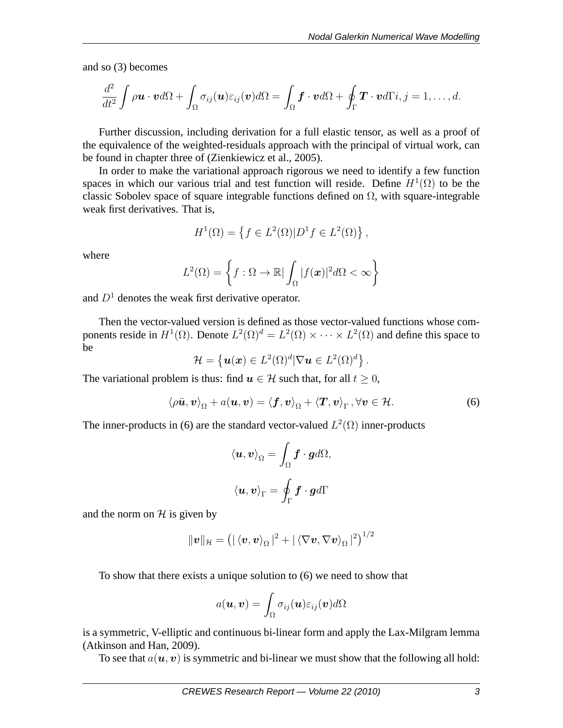and so (3) becomes

$$\frac{d^2}{dt^2}\int \rho \boldsymbol{u}\cdot\boldsymbol{v}d\Omega + \int_\Omega \sigma_{ij}(\boldsymbol{u})\varepsilon_{ij}(\boldsymbol{v})d\Omega = \int_\Omega \boldsymbol{f}\cdot\boldsymbol{v}d\Omega + \oint_\Gamma \boldsymbol{T}\cdot\boldsymbol{v}d\Gamma i, j = 1,\ldots,d.$$

Further discussion, including derivation for a full elastic tensor, as well as a proof of the equivalence of the weighted-residuals approach with the principal of virtual work, can be found in chapter three of (Zienkiewicz et al., 2005).

In order to make the variational approach rigorous we need to identify a few function spaces in which our various trial and test function will reside. Define $H^1(\Omega)$ to be the classic Sobolev space of square integrable functions defined on $\Omega$, with square-integrable weak first derivatives. That is,

$$H^1(\Omega) = \left\{ f \in L^2(\Omega) | D^1 f \in L^2(\Omega) \right\},$$

where

$$L^2(\Omega) = \left\{ f : \Omega \to \mathbb{R} | \int_\Omega |f(\boldsymbol{x})|^2 d\Omega < \infty \right\}$$

and $D^1$ denotes the weak first derivative operator.

Then the vector-valued version is defined as those vector-valued functions whose components reside in $H^1(\Omega)$. Denote $L^2(\Omega)^d = L^2(\Omega) \times \cdots \times L^2(\Omega)$ and define this space to be

$$\mathcal{H} = \left\{ \boldsymbol{u}(\boldsymbol{x}) \in L^2(\Omega)^d | \nabla \boldsymbol{u} \in L^2(\Omega)^d \right\}.$$

The variational problem is thus: find $\boldsymbol{u} \in \mathcal{H}$ such that, for all $t \geq 0$,

$$\langle \rho \ddot{\boldsymbol{u}}, \boldsymbol{v} \rangle_\Omega + a(\boldsymbol{u}, \boldsymbol{v}) = \langle \boldsymbol{f}, \boldsymbol{v} \rangle_\Omega + \langle \boldsymbol{T}, \boldsymbol{v} \rangle_\Gamma, \forall \boldsymbol{v} \in \mathcal{H}. \tag{6}$$

The inner-products in (6) are the standard vector-valued $L^2(\Omega)$ inner-products

$$\langle \boldsymbol{u}, \boldsymbol{v} \rangle_\Omega = \int_\Omega \boldsymbol{f} \cdot \boldsymbol{g} d\Omega,$$

$$\langle \boldsymbol{u}, \boldsymbol{v} \rangle_\Gamma = \oint_\Gamma \boldsymbol{f} \cdot \boldsymbol{g} d\Gamma$$

and the norm on $\mathcal{H}$ is given by

$$\|\boldsymbol{v}\|_\mathcal{H} = \left( |\langle \boldsymbol{v}, \boldsymbol{v} \rangle_\Omega|^2 + |\langle \nabla \boldsymbol{v}, \nabla \boldsymbol{v} \rangle_\Omega|^2 \right)^{1/2}$$

To show that there exists a unique solution to (6) we need to show that

$$a(\boldsymbol{u}, \boldsymbol{v}) = \int_\Omega \sigma_{ij}(\boldsymbol{u})\varepsilon_{ij}(\boldsymbol{v})d\Omega$$

is a symmetric, V-elliptic and continuous bi-linear form and apply the Lax-Milgram lemma (Atkinson and Han, 2009).

To see that $a(\boldsymbol{u}, \boldsymbol{v})$ is symmetric and bi-linear we must show that the following all hold: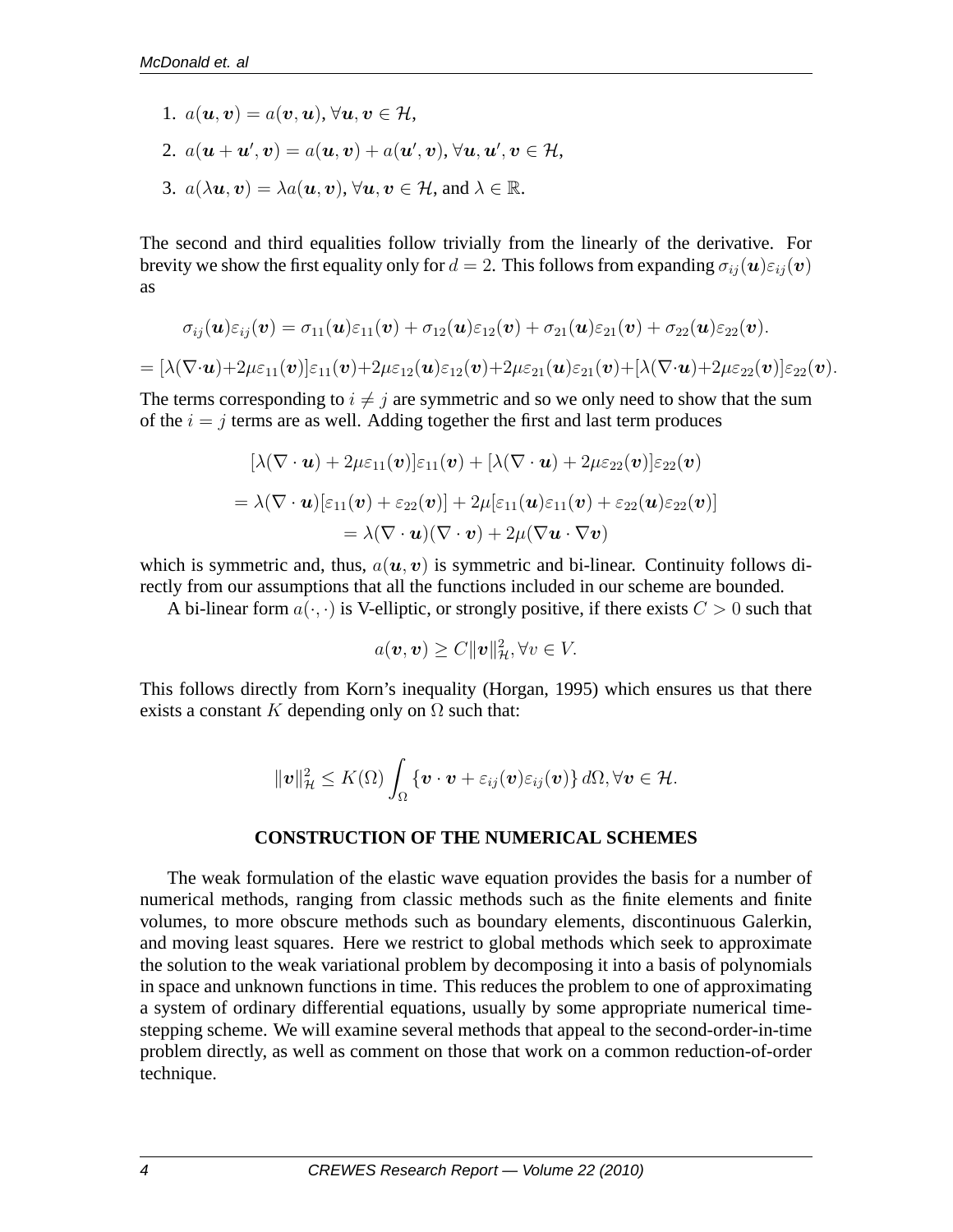1. $a(\boldsymbol{u}, \boldsymbol{v}) = a(\boldsymbol{v}, \boldsymbol{u})$, $\forall \boldsymbol{u}, \boldsymbol{v} \in \mathcal{H}$,
2. $a(\boldsymbol{u} + \boldsymbol{u}', \boldsymbol{v}) = a(\boldsymbol{u}, \boldsymbol{v}) + a(\boldsymbol{u}', \boldsymbol{v})$, $\forall \boldsymbol{u}, \boldsymbol{u}', \boldsymbol{v} \in \mathcal{H}$,
3. $a(\lambda \boldsymbol{u}, \boldsymbol{v}) = \lambda a(\boldsymbol{u}, \boldsymbol{v})$, $\forall \boldsymbol{u}, \boldsymbol{v} \in \mathcal{H}$, and $\lambda \in \mathbb{R}$.

The second and third equalities follow trivially from the linearly of the derivative. For brevity we show the first equality only for $d = 2$. This follows from expanding $\sigma_{ij}(\boldsymbol{u})\varepsilon_{ij}(\boldsymbol{v})$ as

$$\sigma_{ij}(\boldsymbol{u})\varepsilon_{ij}(\boldsymbol{v}) = \sigma_{11}(\boldsymbol{u})\varepsilon_{11}(\boldsymbol{v}) + \sigma_{12}(\boldsymbol{u})\varepsilon_{12}(\boldsymbol{v}) + \sigma_{21}(\boldsymbol{u})\varepsilon_{21}(\boldsymbol{v}) + \sigma_{22}(\boldsymbol{u})\varepsilon_{22}(\boldsymbol{v}).$$

$$= [\lambda(\nabla\cdot\boldsymbol{u})+2\mu\varepsilon_{11}(\boldsymbol{v})]\varepsilon_{11}(\boldsymbol{v})+2\mu\varepsilon_{12}(\boldsymbol{u})\varepsilon_{12}(\boldsymbol{v})+2\mu\varepsilon_{21}(\boldsymbol{u})\varepsilon_{21}(\boldsymbol{v})+[\lambda(\nabla\cdot\boldsymbol{u})+2\mu\varepsilon_{22}(\boldsymbol{v})]\varepsilon_{22}(\boldsymbol{v}).$$

The terms corresponding to $i \neq j$ are symmetric and so we only need to show that the sum of the $i = j$ terms are as well. Adding together the first and last term produces

$$[\lambda(\nabla \cdot \boldsymbol{u}) + 2\mu\varepsilon_{11}(\boldsymbol{v})]\varepsilon_{11}(\boldsymbol{v}) + [\lambda(\nabla \cdot \boldsymbol{u}) + 2\mu\varepsilon_{22}(\boldsymbol{v})]\varepsilon_{22}(\boldsymbol{v})$$

$$= \lambda(\nabla \cdot \boldsymbol{u})[\varepsilon_{11}(\boldsymbol{v}) + \varepsilon_{22}(\boldsymbol{v})] + 2\mu[\varepsilon_{11}(\boldsymbol{u})\varepsilon_{11}(\boldsymbol{v}) + \varepsilon_{22}(\boldsymbol{u})\varepsilon_{22}(\boldsymbol{v})]$$

$$= \lambda(\nabla \cdot \boldsymbol{u})(\nabla \cdot \boldsymbol{v}) + 2\mu(\nabla\boldsymbol{u} \cdot \nabla\boldsymbol{v})$$

which is symmetric and, thus, $a(\boldsymbol{u}, \boldsymbol{v})$ is symmetric and bi-linear. Continuity follows directly from our assumptions that all the functions included in our scheme are bounded.

A bi-linear form $a(\cdot, \cdot)$ is V-elliptic, or strongly positive, if there exists $C > 0$ such that

$$a(\boldsymbol{v}, \boldsymbol{v}) \geq C\|\boldsymbol{v}\|^2_{\mathcal{H}}, \forall v \in V.$$

This follows directly from Korn's inequality (Horgan, 1995) which ensures us that there exists a constant $K$ depending only on $\Omega$ such that:

$$\|\boldsymbol{v}\|^2_{\mathcal{H}} \leq K(\Omega) \int_{\Omega} \{\boldsymbol{v} \cdot \boldsymbol{v} + \varepsilon_{ij}(\boldsymbol{v})\varepsilon_{ij}(\boldsymbol{v})\} \, d\Omega, \forall \boldsymbol{v} \in \mathcal{H}.$$

## CONSTRUCTION OF THE NUMERICAL SCHEMES

The weak formulation of the elastic wave equation provides the basis for a number of numerical methods, ranging from classic methods such as the finite elements and finite volumes, to more obscure methods such as boundary elements, discontinuous Galerkin, and moving least squares. Here we restrict to global methods which seek to approximate the solution to the weak variational problem by decomposing it into a basis of polynomials in space and unknown functions in time. This reduces the problem to one of approximating a system of ordinary differential equations, usually by some appropriate numerical time-stepping scheme. We will examine several methods that appeal to the second-order-in-time problem directly, as well as comment on those that work on a common reduction-of-order technique.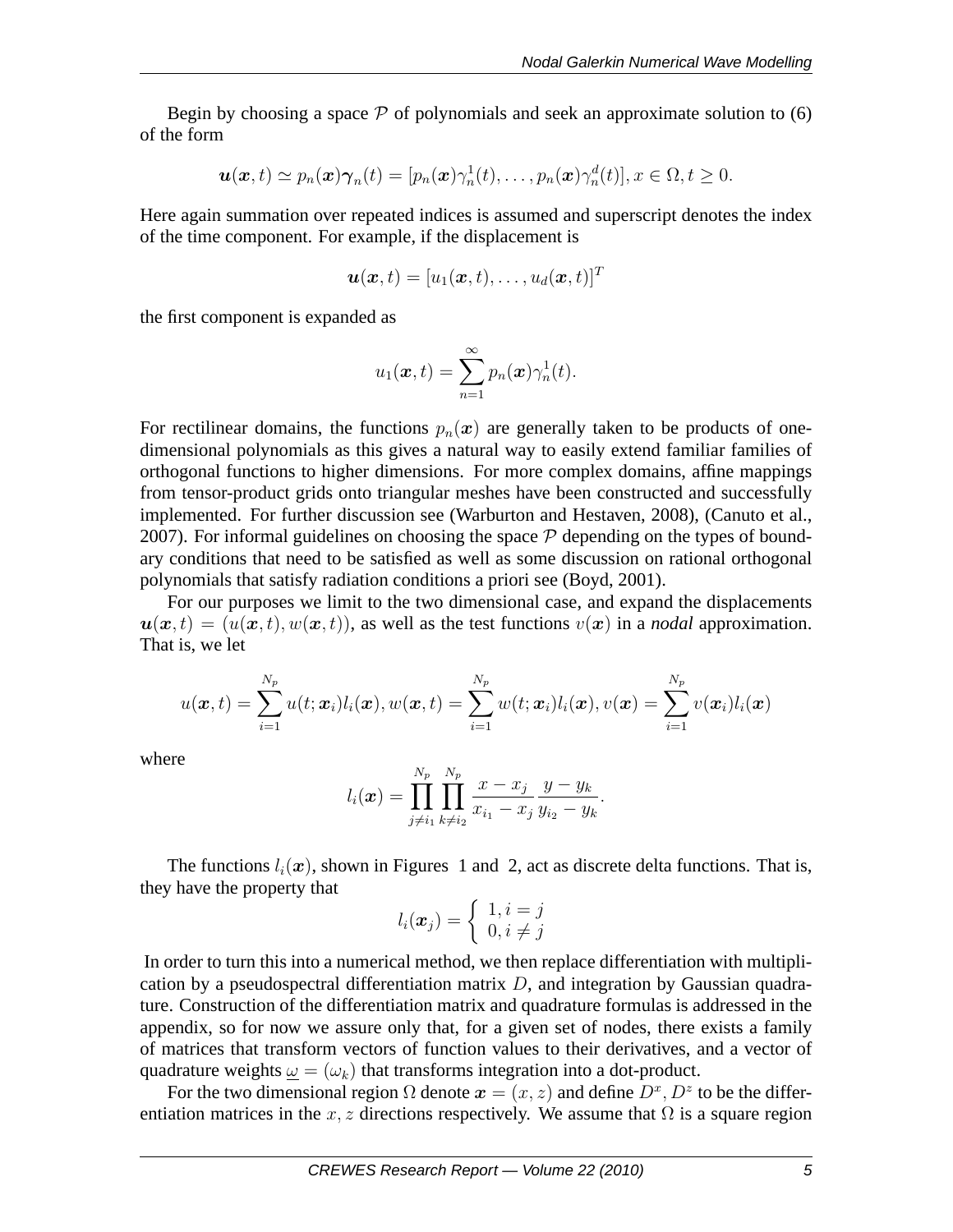Begin by choosing a space $\mathcal{P}$ of polynomials and seek an approximate solution to (6) of the form

$$\boldsymbol{u}(\boldsymbol{x},t) \simeq p_n(\boldsymbol{x})\boldsymbol{\gamma}_n(t) = [p_n(\boldsymbol{x})\gamma_n^1(t), \ldots, p_n(\boldsymbol{x})\gamma_n^d(t)], x \in \Omega, t \geq 0.$$

Here again summation over repeated indices is assumed and superscript denotes the index of the time component. For example, if the displacement is

$$\boldsymbol{u}(\boldsymbol{x},t) = [u_1(\boldsymbol{x},t), \ldots, u_d(\boldsymbol{x},t)]^T$$

the first component is expanded as

$$u_1(\boldsymbol{x},t) = \sum_{n=1}^{\infty} p_n(\boldsymbol{x})\gamma_n^1(t).$$

For rectilinear domains, the functions $p_n(\boldsymbol{x})$ are generally taken to be products of one-dimensional polynomials as this gives a natural way to easily extend familiar families of orthogonal functions to higher dimensions. For more complex domains, affine mappings from tensor-product grids onto triangular meshes have been constructed and successfully implemented. For further discussion see (Warburton and Hestaven, 2008), (Canuto et al., 2007). For informal guidelines on choosing the space $\mathcal{P}$ depending on the types of boundary conditions that need to be satisfied as well as some discussion on rational orthogonal polynomials that satisfy radiation conditions a priori see (Boyd, 2001).

For our purposes we limit to the two dimensional case, and expand the displacements $\boldsymbol{u}(\boldsymbol{x},t) = (u(\boldsymbol{x},t), w(\boldsymbol{x},t))$, as well as the test functions $v(\boldsymbol{x})$ in a *nodal* approximation. That is, we let

$$u(\boldsymbol{x},t) = \sum_{i=1}^{N_p} u(t;\boldsymbol{x}_i)l_i(\boldsymbol{x}), w(\boldsymbol{x},t) = \sum_{i=1}^{N_p} w(t;\boldsymbol{x}_i)l_i(\boldsymbol{x}), v(\boldsymbol{x}) = \sum_{i=1}^{N_p} v(\boldsymbol{x}_i)l_i(\boldsymbol{x})$$

where

$$l_i(\boldsymbol{x}) = \prod_{j \neq i_1}^{N_p} \prod_{k \neq i_2}^{N_p} \frac{x - x_j}{x_{i_1} - x_j} \frac{y - y_k}{y_{i_2} - y_k}.$$

The functions $l_i(\boldsymbol{x})$, shown in Figures 1 and 2, act as discrete delta functions. That is, they have the property that

$$l_i(\boldsymbol{x}_j) = \begin{cases} 1, i = j \\ 0, i \neq j \end{cases}$$

In order to turn this into a numerical method, we then replace differentiation with multiplication by a pseudospectral differentiation matrix $D$, and integration by Gaussian quadrature. Construction of the differentiation matrix and quadrature formulas is addressed in the appendix, so for now we assure only that, for a given set of nodes, there exists a family of matrices that transform vectors of function values to their derivatives, and a vector of quadrature weights $\underline{\omega} = (\omega_k)$ that transforms integration into a dot-product.

For the two dimensional region $\Omega$ denote $\boldsymbol{x} = (x, z)$ and define $D^x, D^z$ to be the differentiation matrices in the $x, z$ directions respectively. We assume that $\Omega$ is a square region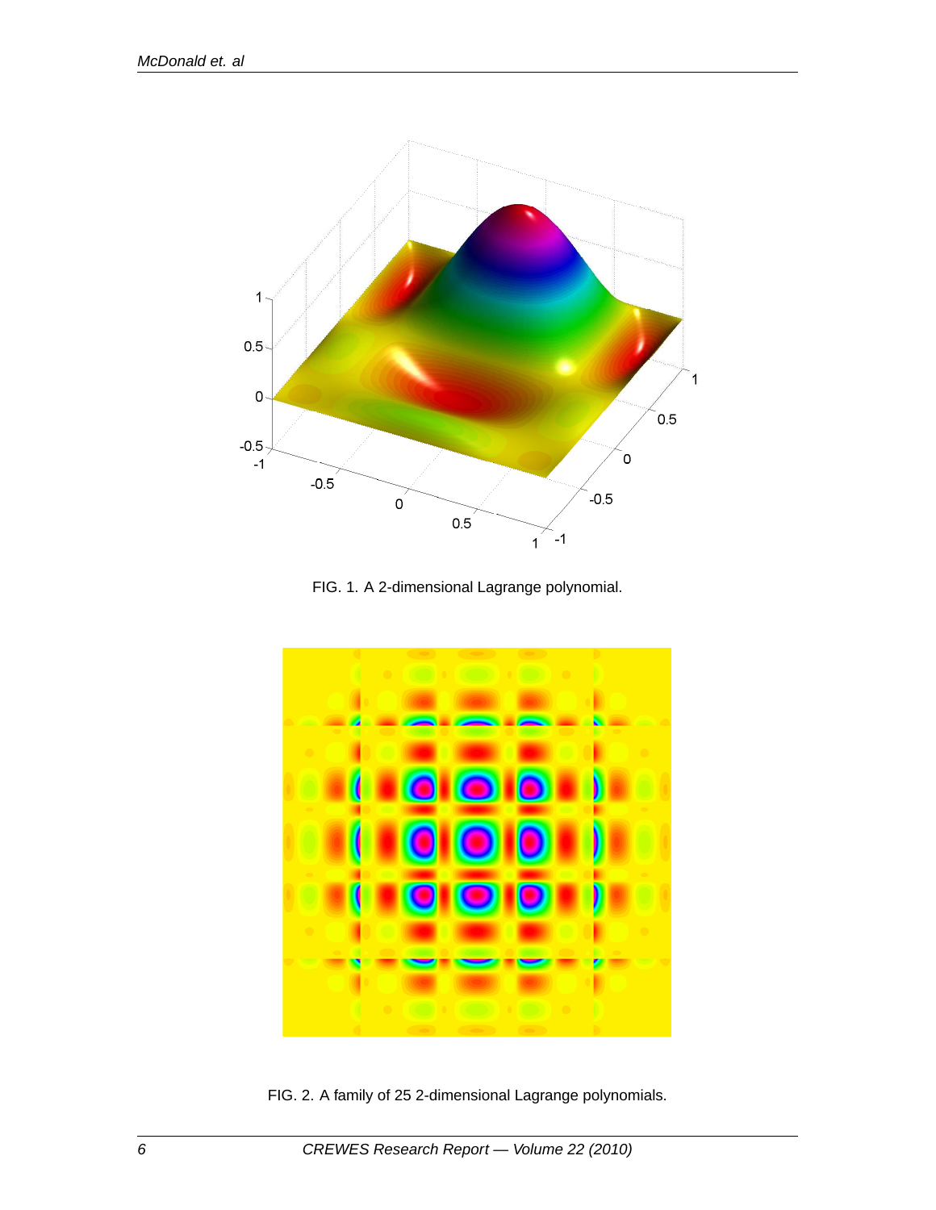FIG. 1. A 2-dimensional Lagrange polynomial.

FIG. 2. A family of 25 2-dimensional Lagrange polynomials.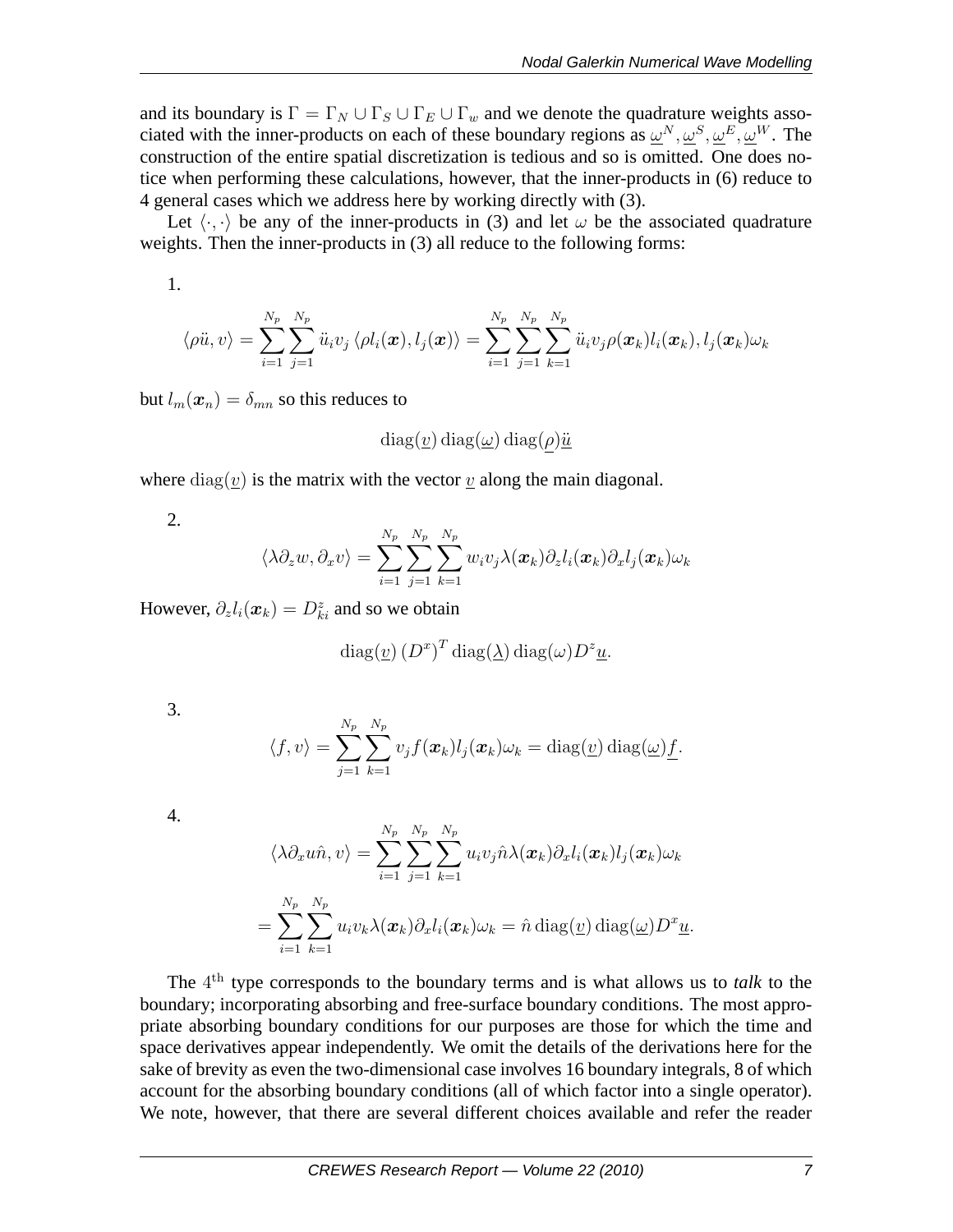and its boundary is $\Gamma = \Gamma_N \cup \Gamma_S \cup \Gamma_E \cup \Gamma_w$ and we denote the quadrature weights associated with the inner-products on each of these boundary regions as $\underline{\omega}^N, \underline{\omega}^S, \underline{\omega}^E, \underline{\omega}^W$. The construction of the entire spatial discretization is tedious and so is omitted. One does notice when performing these calculations, however, that the inner-products in (6) reduce to 4 general cases which we address here by working directly with (3).

Let $\langle \cdot, \cdot \rangle$ be any of the inner-products in (3) and let $\omega$ be the associated quadrature weights. Then the inner-products in (3) all reduce to the following forms:

1.

$$\langle \rho \ddot{u}, v \rangle = \sum_{i=1}^{N_p} \sum_{j=1}^{N_p} \ddot{u}_i v_j \left\langle \rho l_i(\boldsymbol{x}), l_j(\boldsymbol{x}) \right\rangle = \sum_{i=1}^{N_p} \sum_{j=1}^{N_p} \sum_{k=1}^{N_p} \ddot{u}_i v_j \rho(\boldsymbol{x}_k) l_i(\boldsymbol{x}_k), l_j(\boldsymbol{x}_k) \omega_k$$

but $l_m(\boldsymbol{x}_n) = \delta_{mn}$ so this reduces to

$$\operatorname{diag}(\underline{v}) \operatorname{diag}(\underline{\omega}) \operatorname{diag}(\underline{\rho}) \underline{\ddot{u}}$$

where $\operatorname{diag}(\underline{v})$ is the matrix with the vector $\underline{v}$ along the main diagonal.

2.

$$\langle \lambda \partial_z w, \partial_x v \rangle = \sum_{i=1}^{N_p} \sum_{j=1}^{N_p} \sum_{k=1}^{N_p} w_i v_j \lambda(\boldsymbol{x}_k) \partial_z l_i(\boldsymbol{x}_k) \partial_x l_j(\boldsymbol{x}_k) \omega_k$$

However, $\partial_z l_i(\boldsymbol{x}_k) = D^z_{ki}$ and so we obtain

$$\operatorname{diag}(\underline{v}) \left(D^x\right)^T \operatorname{diag}(\underline{\lambda}) \operatorname{diag}(\omega) D^z \underline{u}.$$

3.

$$\langle f, v \rangle = \sum_{j=1}^{N_p} \sum_{k=1}^{N_p} v_j f(\boldsymbol{x}_k) l_j(\boldsymbol{x}_k) \omega_k = \operatorname{diag}(\underline{v}) \operatorname{diag}(\underline{\omega}) \underline{f}.$$

4.

$$\langle \lambda \partial_x u \hat{n}, v \rangle = \sum_{i=1}^{N_p} \sum_{j=1}^{N_p} \sum_{k=1}^{N_p} u_i v_j \hat{n} \lambda(\boldsymbol{x}_k) \partial_x l_i(\boldsymbol{x}_k) l_j(\boldsymbol{x}_k) \omega_k$$

$$= \sum_{i=1}^{N_p} \sum_{k=1}^{N_p} u_i v_k \lambda(\boldsymbol{x}_k) \partial_x l_i(\boldsymbol{x}_k) \omega_k = \hat{n} \operatorname{diag}(\underline{v}) \operatorname{diag}(\underline{\omega}) D^x \underline{u}.$$

The $4^{\text{th}}$ type corresponds to the boundary terms and is what allows us to *talk* to the boundary; incorporating absorbing and free-surface boundary conditions. The most appropriate absorbing boundary conditions for our purposes are those for which the time and space derivatives appear independently. We omit the details of the derivations here for the sake of brevity as even the two-dimensional case involves 16 boundary integrals, 8 of which account for the absorbing boundary conditions (all of which factor into a single operator). We note, however, that there are several different choices available and refer the reader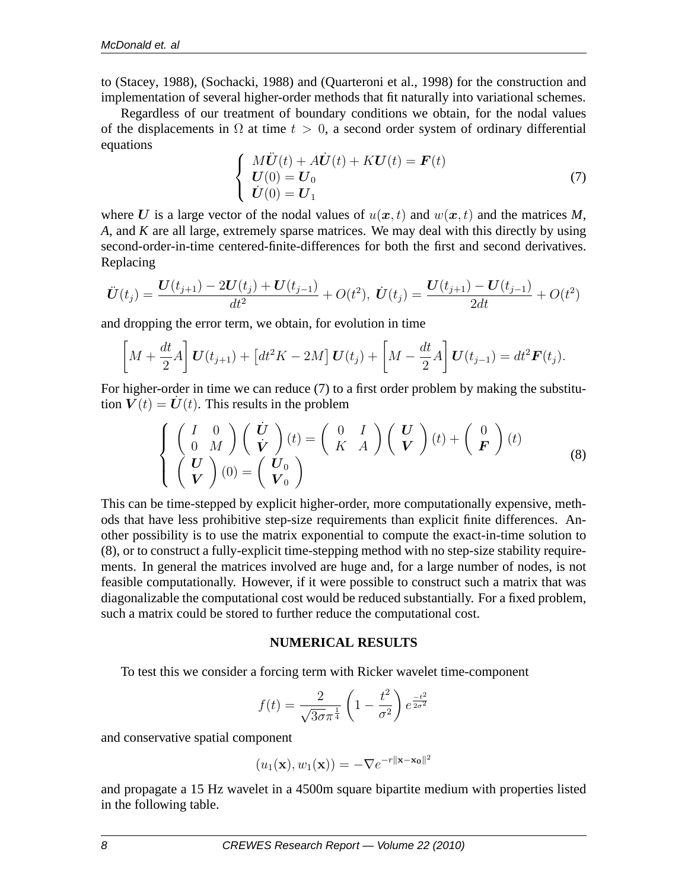to (Stacey, 1988), (Sochacki, 1988) and (Quarteroni et al., 1998) for the construction and implementation of several higher-order methods that fit naturally into variational schemes.

Regardless of our treatment of boundary conditions we obtain, for the nodal values of the displacements in $\Omega$ at time $t > 0$, a second order system of ordinary differential equations

$$
\begin{cases} M\ddot{\boldsymbol{U}}(t) + A\dot{\boldsymbol{U}}(t) + K\boldsymbol{U}(t) = \boldsymbol{F}(t) \\ \boldsymbol{U}(0) = \boldsymbol{U}_0 \\ \dot{\boldsymbol{U}}(0) = \boldsymbol{U}_1 \end{cases} \tag{7}
$$

where $\boldsymbol{U}$ is a large vector of the nodal values of $u(\boldsymbol{x}, t)$ and $w(\boldsymbol{x}, t)$ and the matrices *M*, *A*, and *K* are all large, extremely sparse matrices. We may deal with this directly by using second-order-in-time centered-finite-differences for both the first and second derivatives. Replacing

$$
\ddot{\boldsymbol{U}}(t_j) = \frac{\boldsymbol{U}(t_{j+1}) - 2\boldsymbol{U}(t_j) + \boldsymbol{U}(t_{j-1})}{dt^2} + O(t^2),\ \dot{\boldsymbol{U}}(t_j) = \frac{\boldsymbol{U}(t_{j+1}) - \boldsymbol{U}(t_{j-1})}{2dt} + O(t^2)
$$

and dropping the error term, we obtain, for evolution in time

$$
\left[M + \frac{dt}{2}A\right]\boldsymbol{U}(t_{j+1}) + \left[dt^2K - 2M\right]\boldsymbol{U}(t_j) + \left[M - \frac{dt}{2}A\right]\boldsymbol{U}(t_{j-1}) = dt^2\boldsymbol{F}(t_j).
$$

For higher-order in time we can reduce (7) to a first order problem by making the substitution $\boldsymbol{V}(t) = \dot{\boldsymbol{U}}(t)$. This results in the problem

$$
\begin{cases} \begin{pmatrix} I & 0 \\ 0 & M \end{pmatrix} \begin{pmatrix} \dot{\boldsymbol{U}} \\ \dot{\boldsymbol{V}} \end{pmatrix}(t) = \begin{pmatrix} 0 & I \\ K & A \end{pmatrix} \begin{pmatrix} \boldsymbol{U} \\ \boldsymbol{V} \end{pmatrix}(t) + \begin{pmatrix} 0 \\ \boldsymbol{F} \end{pmatrix}(t) \\ \begin{pmatrix} \boldsymbol{U} \\ \boldsymbol{V} \end{pmatrix}(0) = \begin{pmatrix} \boldsymbol{U}_0 \\ \boldsymbol{V}_0 \end{pmatrix} \end{cases} \tag{8}
$$

This can be time-stepped by explicit higher-order, more computationally expensive, methods that have less prohibitive step-size requirements than explicit finite differences. Another possibility is to use the matrix exponential to compute the exact-in-time solution to (8), or to construct a fully-explicit time-stepping method with no step-size stability requirements. In general the matrices involved are huge and, for a large number of nodes, is not feasible computationally. However, if it were possible to construct such a matrix that was diagonalizable the computational cost would be reduced substantially. For a fixed problem, such a matrix could be stored to further reduce the computational cost.

## NUMERICAL RESULTS

To test this we consider a forcing term with Ricker wavelet time-component

$$
f(t) = \frac{2}{\sqrt{3\sigma}\pi^{\frac{1}{4}}}\left(1 - \frac{t^2}{\sigma^2}\right)e^{\frac{-t^2}{2\sigma^2}}
$$

and conservative spatial component

$$
(u_1(\mathbf{x}), w_1(\mathbf{x})) = -\nabla e^{-r\|\mathbf{x} - \mathbf{x_0}\|^2}
$$

and propagate a 15 Hz wavelet in a 4500m square bipartite medium with properties listed in the following table.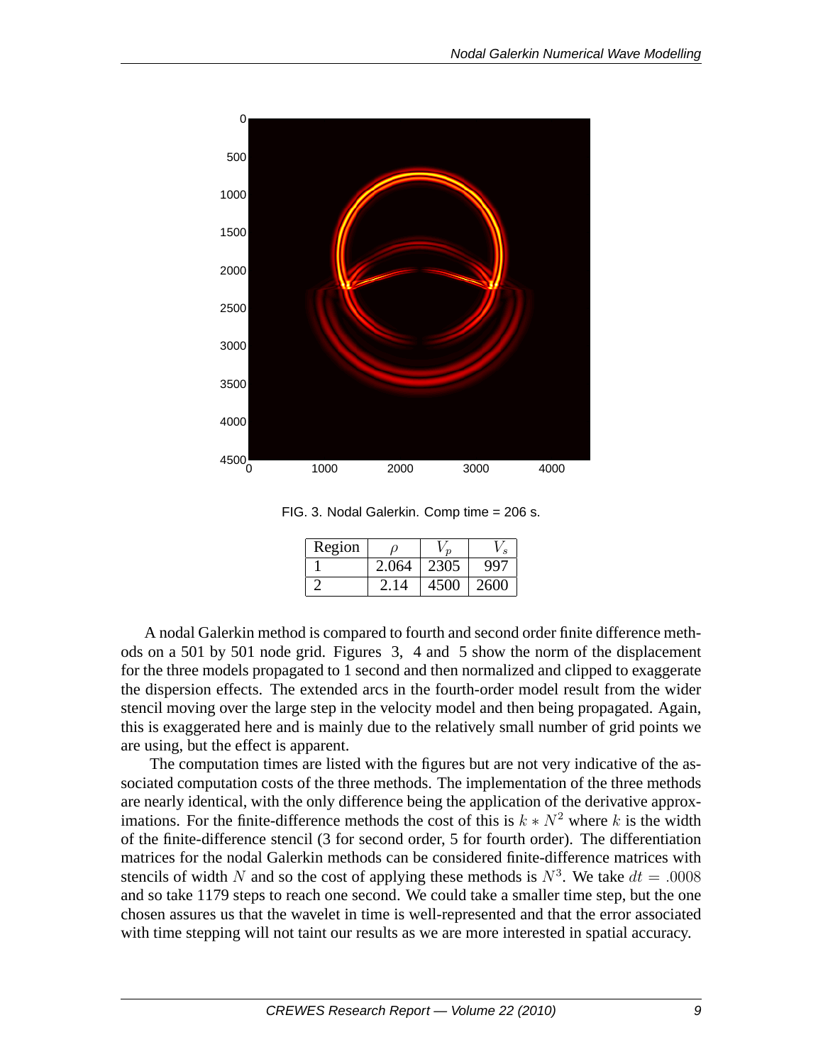FIG. 3. Nodal Galerkin. Comp time = 206 s.

| Region | $\rho$ | $V_p$ | $V_s$ |
|---|---|---|---|
| 1 | 2.064 | 2305 | 997 |
| 2 | 2.14 | 4500 | 2600 |

A nodal Galerkin method is compared to fourth and second order finite difference methods on a 501 by 501 node grid. Figures 3, 4 and 5 show the norm of the displacement for the three models propagated to 1 second and then normalized and clipped to exaggerate the dispersion effects. The extended arcs in the fourth-order model result from the wider stencil moving over the large step in the velocity model and then being propagated. Again, this is exaggerated here and is mainly due to the relatively small number of grid points we are using, but the effect is apparent.

The computation times are listed with the figures but are not very indicative of the associated computation costs of the three methods. The implementation of the three methods are nearly identical, with the only difference being the application of the derivative approximations. For the finite-difference methods the cost of this is $k * N^2$ where $k$ is the width of the finite-difference stencil (3 for second order, 5 for fourth order). The differentiation matrices for the nodal Galerkin methods can be considered finite-difference matrices with stencils of width $N$ and so the cost of applying these methods is $N^3$. We take $dt = .0008$ and so take 1179 steps to reach one second. We could take a smaller time step, but the one chosen assures us that the wavelet in time is well-represented and that the error associated with time stepping will not taint our results as we are more interested in spatial accuracy.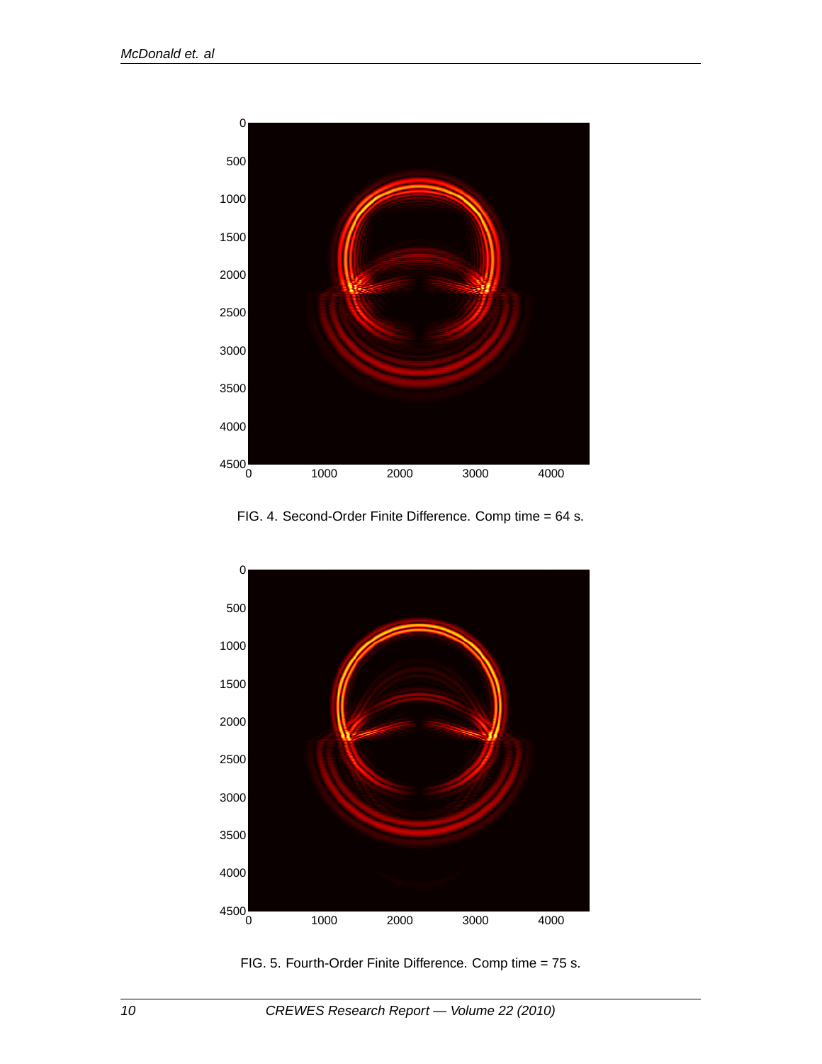FIG. 4. Second-Order Finite Difference. Comp time = 64 s.

FIG. 5. Fourth-Order Finite Difference. Comp time = 75 s.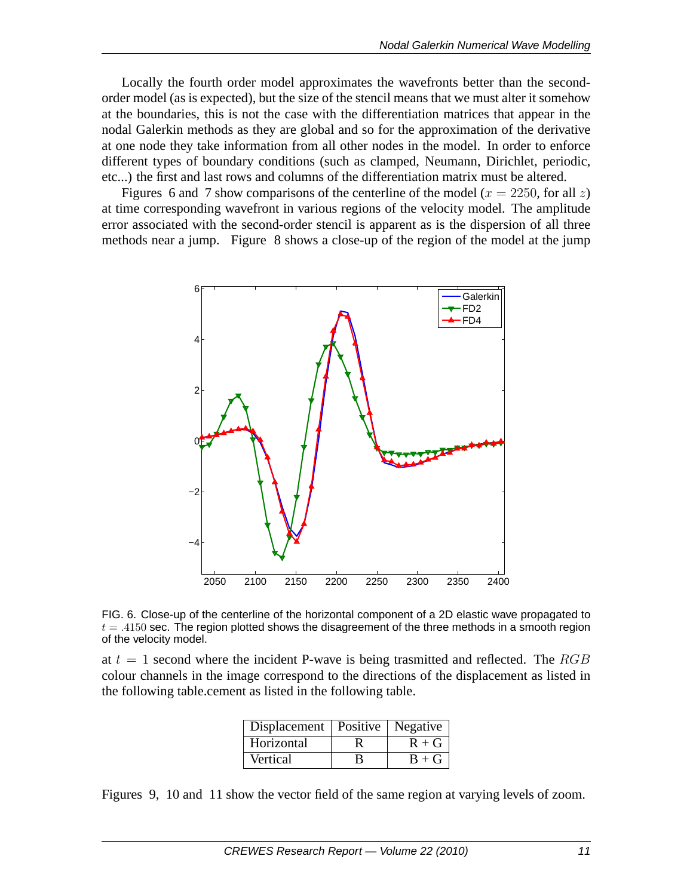Locally the fourth order model approximates the wavefronts better than the second-order model (as is expected), but the size of the stencil means that we must alter it somehow at the boundaries, this is not the case with the differentiation matrices that appear in the nodal Galerkin methods as they are global and so for the approximation of the derivative at one node they take information from all other nodes in the model. In order to enforce different types of boundary conditions (such as clamped, Neumann, Dirichlet, periodic, etc...) the first and last rows and columns of the differentiation matrix must be altered.

Figures 6 and 7 show comparisons of the centerline of the model ($x = 2250$, for all $z$) at time corresponding wavefront in various regions of the velocity model. The amplitude error associated with the second-order stencil is apparent as is the dispersion of all three methods near a jump. Figure 8 shows a close-up of the region of the model at the jump

FIG. 6. Close-up of the centerline of the horizontal component of a 2D elastic wave propagated to $t = .4150$ sec. The region plotted shows the disagreement of the three methods in a smooth region of the velocity model.

at $t = 1$ second where the incident P-wave is being trasmitted and reflected. The $RGB$ colour channels in the image correspond to the directions of the displacement as listed in the following table.cement as listed in the following table.

| Displacement | Positive | Negative |
|---|---|---|
| Horizontal | R | R + G |
| Vertical | B | B + G |

Figures 9, 10 and 11 show the vector field of the same region at varying levels of zoom.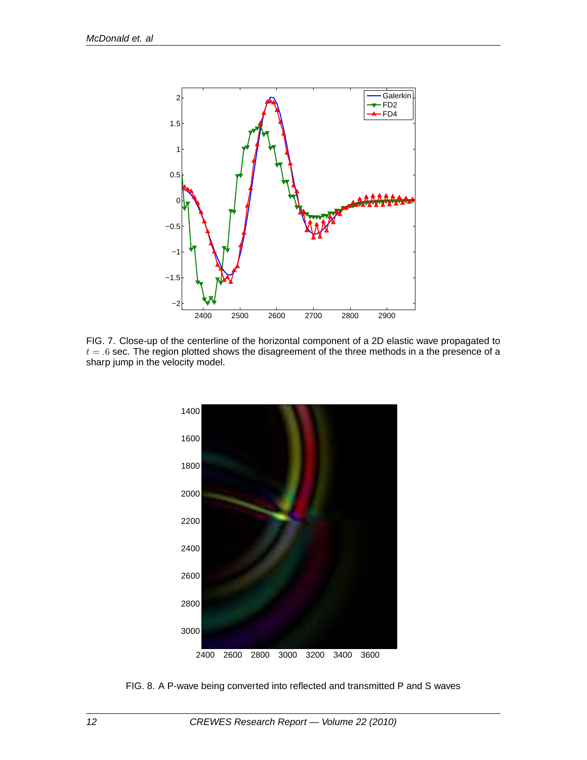FIG. 7. Close-up of the centerline of the horizontal component of a 2D elastic wave propagated to $t = .6$ sec. The region plotted shows the disagreement of the three methods in a the presence of a sharp jump in the velocity model.

FIG. 8. A P-wave being converted into reflected and transmitted P and S waves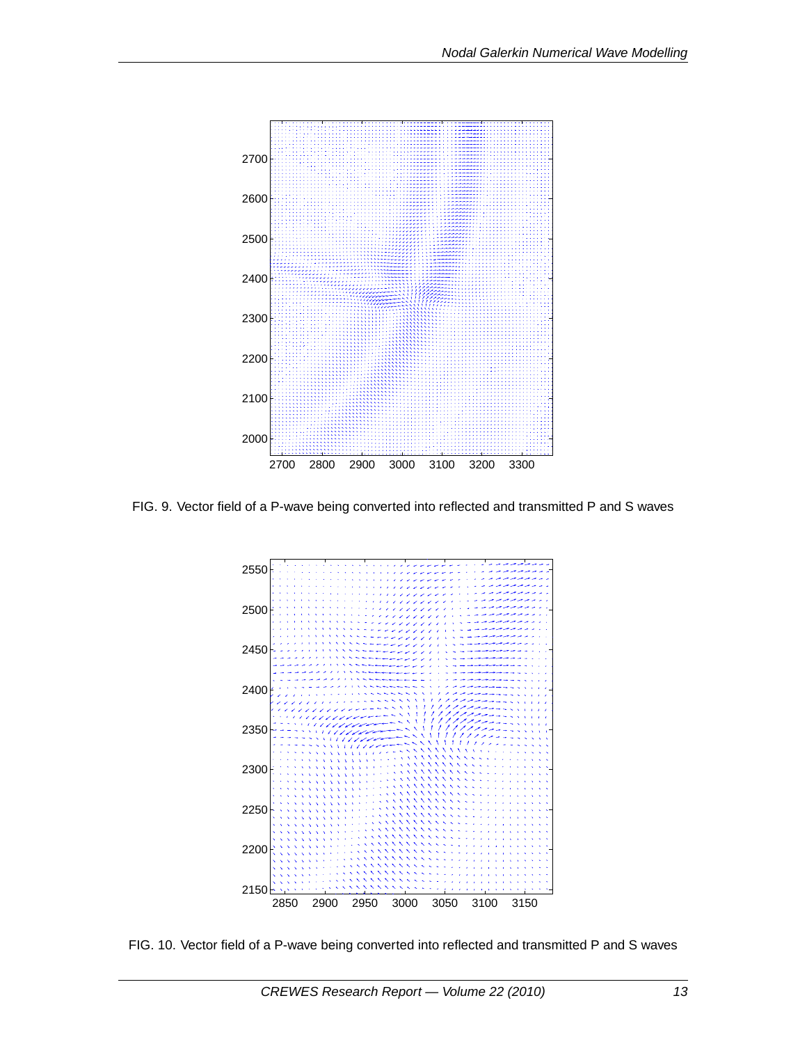FIG. 9. Vector field of a P-wave being converted into reflected and transmitted P and S waves

FIG. 10. Vector field of a P-wave being converted into reflected and transmitted P and S waves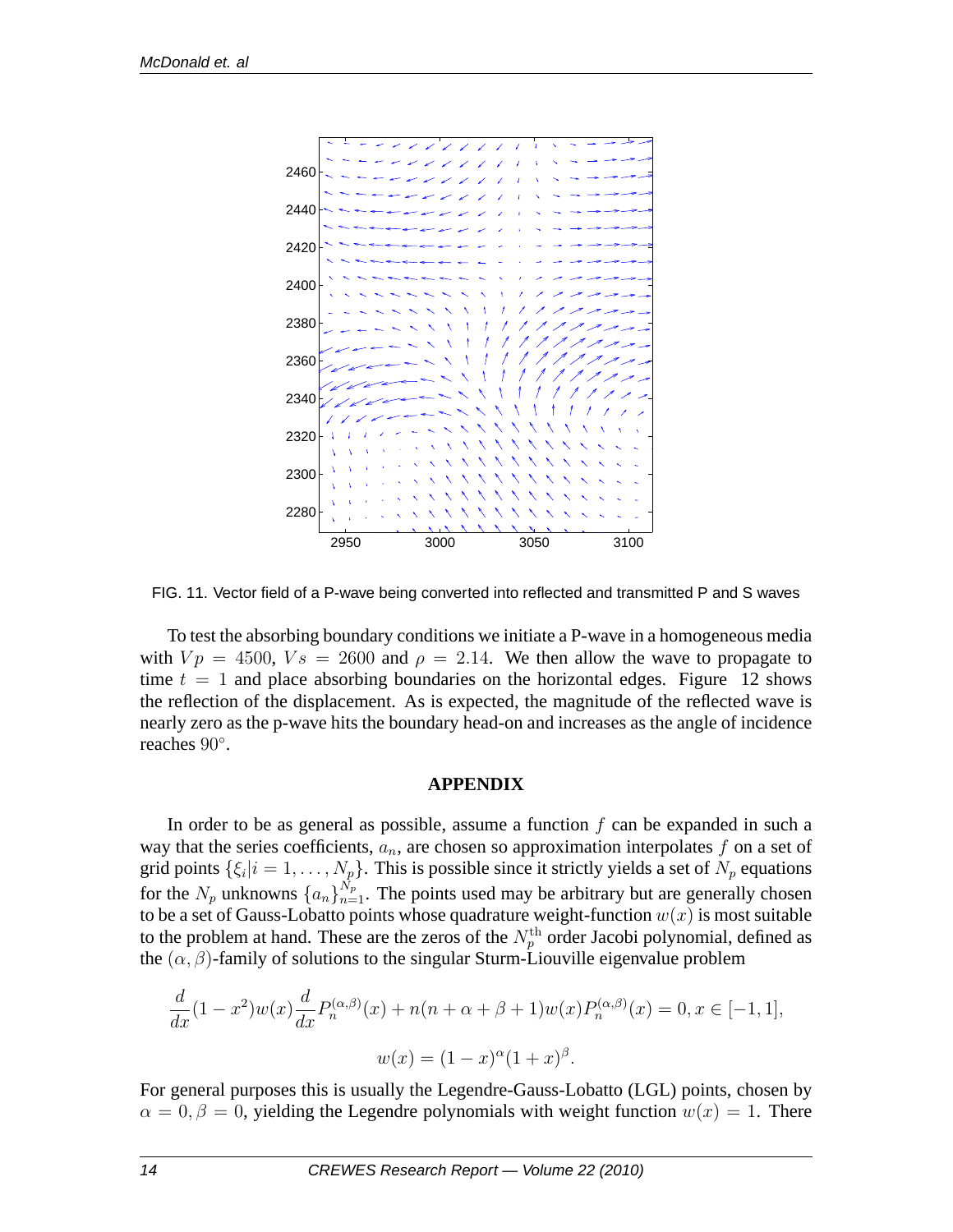FIG. 11. Vector field of a P-wave being converted into reflected and transmitted P and S waves

To test the absorbing boundary conditions we initiate a P-wave in a homogeneous media with $Vp = 4500$, $Vs = 2600$ and $\rho = 2.14$. We then allow the wave to propagate to time $t = 1$ and place absorbing boundaries on the horizontal edges. Figure 12 shows the reflection of the displacement. As is expected, the magnitude of the reflected wave is nearly zero as the p-wave hits the boundary head-on and increases as the angle of incidence reaches $90^{\circ}$.

## APPENDIX

In order to be as general as possible, assume a function $f$ can be expanded in such a way that the series coefficients, $a_n$, are chosen so approximation interpolates $f$ on a set of grid points $\{\xi_i | i = 1, \ldots, N_p\}$. This is possible since it strictly yields a set of $N_p$ equations for the $N_p$ unknowns $\{a_n\}_{n=1}^{N_p}$. The points used may be arbitrary but are generally chosen to be a set of Gauss-Lobatto points whose quadrature weight-function $w(x)$ is most suitable to the problem at hand. These are the zeros of the $N_p^{\text{th}}$ order Jacobi polynomial, defined as the $(\alpha, \beta)$-family of solutions to the singular Sturm-Liouville eigenvalue problem

$$\frac{d}{dx}(1-x^2)w(x)\frac{d}{dx}P_n^{(\alpha,\beta)}(x) + n(n+\alpha+\beta+1)w(x)P_n^{(\alpha,\beta)}(x) = 0, x \in [-1, 1],$$

$$w(x) = (1-x)^{\alpha}(1+x)^{\beta}.$$

For general purposes this is usually the Legendre-Gauss-Lobatto (LGL) points, chosen by $\alpha = 0, \beta = 0$, yielding the Legendre polynomials with weight function $w(x) = 1$. There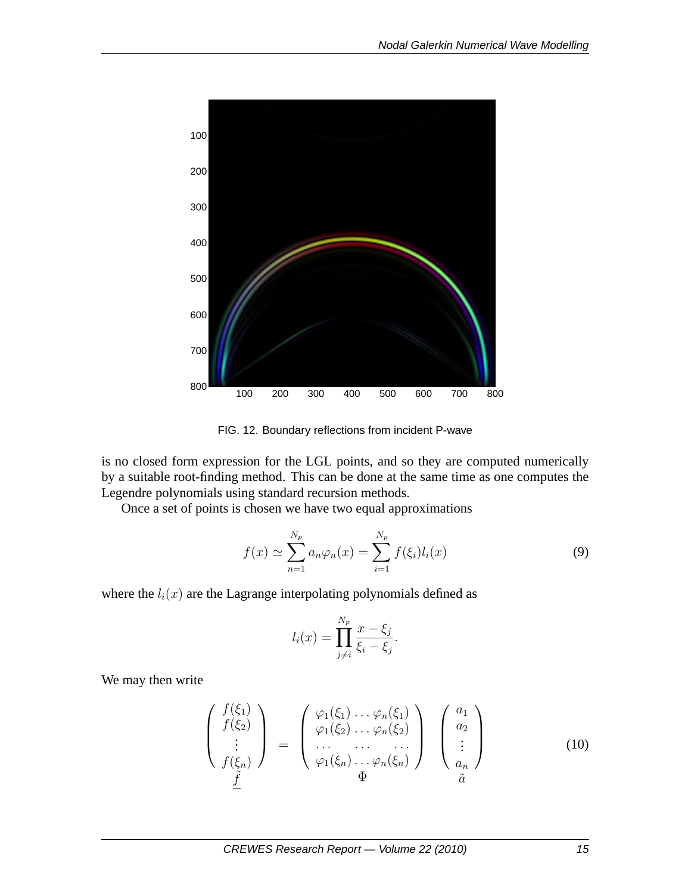FIG. 12. Boundary reflections from incident P-wave

is no closed form expression for the LGL points, and so they are computed numerically by a suitable root-finding method. This can be done at the same time as one computes the Legendre polynomials using standard recursion methods.

Once a set of points is chosen we have two equal approximations

$$f(x) \simeq \sum_{n=1}^{N_p} a_n \varphi_n(x) = \sum_{i=1}^{N_p} f(\xi_i) l_i(x) \tag{9}$$

where the $l_i(x)$ are the Lagrange interpolating polynomials defined as

$$l_i(x) = \prod_{j \neq i}^{N_p} \frac{x - \xi_j}{\xi_i - \xi_j}.$$

We may then write

$$\underbrace{\begin{pmatrix} f(\xi_1) \\ f(\xi_2) \\ \vdots \\ f(\xi_n) \end{pmatrix}}_{\underline{\tilde{f}}} = \underbrace{\begin{pmatrix} \varphi_1(\xi_1) \ldots \varphi_n(\xi_1) \\ \varphi_1(\xi_2) \ldots \varphi_n(\xi_2) \\ \ldots \quad \ldots \quad \ldots \\ \varphi_1(\xi_n) \ldots \varphi_n(\xi_n) \end{pmatrix}}_{\Phi} \underbrace{\begin{pmatrix} a_1 \\ a_2 \\ \vdots \\ a_n \end{pmatrix}}_{\tilde{a}} \tag{10}$$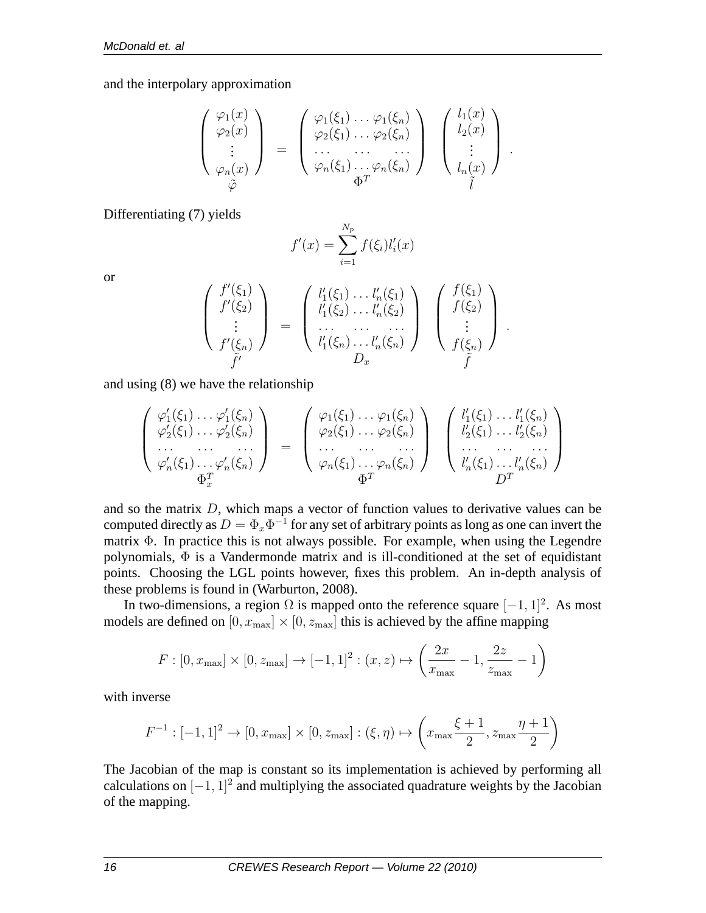and the interpolary approximation

$$
\underbrace{\begin{pmatrix} \varphi_1(x) \\ \varphi_2(x) \\ \vdots \\ \varphi_n(x) \end{pmatrix}}_{\tilde{\varphi}} = \underbrace{\begin{pmatrix} \varphi_1(\xi_1) \dots \varphi_1(\xi_n) \\ \varphi_2(\xi_1) \dots \varphi_2(\xi_n) \\ \dots \quad \dots \quad \dots \\ \varphi_n(\xi_1) \dots \varphi_n(\xi_n) \end{pmatrix}}_{\Phi^T} \underbrace{\begin{pmatrix} l_1(x) \\ l_2(x) \\ \vdots \\ l_n(x) \end{pmatrix}}_{\tilde{l}} .
$$

Differentiating (7) yields

$$
f'(x) = \sum_{i=1}^{N_p} f(\xi_i) l_i'(x)
$$

or

$$
\underbrace{\begin{pmatrix} f'(\xi_1) \\ f'(\xi_2) \\ \vdots \\ f'(\xi_n) \end{pmatrix}}_{\tilde{f}'} = \underbrace{\begin{pmatrix} l_1'(\xi_1) \dots l_n'(\xi_1) \\ l_1'(\xi_2) \dots l_n'(\xi_2) \\ \dots \quad \dots \quad \dots \\ l_1'(\xi_n) \dots l_n'(\xi_n) \end{pmatrix}}_{D_x} \underbrace{\begin{pmatrix} f(\xi_1) \\ f(\xi_2) \\ \vdots \\ f(\xi_n) \end{pmatrix}}_{\tilde{f}} .
$$

and using (8) we have the relationship

$$
\underbrace{\begin{pmatrix} \varphi_1'(\xi_1) \dots \varphi_1'(\xi_n) \\ \varphi_2'(\xi_1) \dots \varphi_2'(\xi_n) \\ \dots \quad \dots \quad \dots \\ \varphi_n'(\xi_1) \dots \varphi_n'(\xi_n) \end{pmatrix}}_{\Phi_x^T} = \underbrace{\begin{pmatrix} \varphi_1(\xi_1) \dots \varphi_1(\xi_n) \\ \varphi_2(\xi_1) \dots \varphi_2(\xi_n) \\ \dots \quad \dots \quad \dots \\ \varphi_n(\xi_1) \dots \varphi_n(\xi_n) \end{pmatrix}}_{\Phi^T} \underbrace{\begin{pmatrix} l_1'(\xi_1) \dots l_1'(\xi_n) \\ l_2'(\xi_1) \dots l_2'(\xi_n) \\ \dots \quad \dots \quad \dots \\ l_n'(\xi_1) \dots l_n'(\xi_n) \end{pmatrix}}_{D^T}
$$

and so the matrix $D$, which maps a vector of function values to derivative values can be computed directly as $D = \Phi_x \Phi^{-1}$ for any set of arbitrary points as long as one can invert the matrix $\Phi$. In practice this is not always possible. For example, when using the Legendre polynomials, $\Phi$ is a Vandermonde matrix and is ill-conditioned at the set of equidistant points. Choosing the LGL points however, fixes this problem. An in-depth analysis of these problems is found in (Warburton, 2008).

In two-dimensions, a region $\Omega$ is mapped onto the reference square $[-1, 1]^2$. As most models are defined on $[0, x_{\max}] \times [0, z_{\max}]$ this is achieved by the affine mapping

$$
F : [0, x_{\max}] \times [0, z_{\max}] \to [-1, 1]^2 : (x, z) \mapsto \left( \frac{2x}{x_{\max}} - 1, \frac{2z}{z_{\max}} - 1 \right)
$$

with inverse

$$
F^{-1} : [-1, 1]^2 \to [0, x_{\max}] \times [0, z_{\max}] : (\xi, \eta) \mapsto \left( x_{\max} \frac{\xi + 1}{2}, z_{\max} \frac{\eta + 1}{2} \right)
$$

The Jacobian of the map is constant so its implementation is achieved by performing all calculations on $[-1, 1]^2$ and multiplying the associated quadrature weights by the Jacobian of the mapping.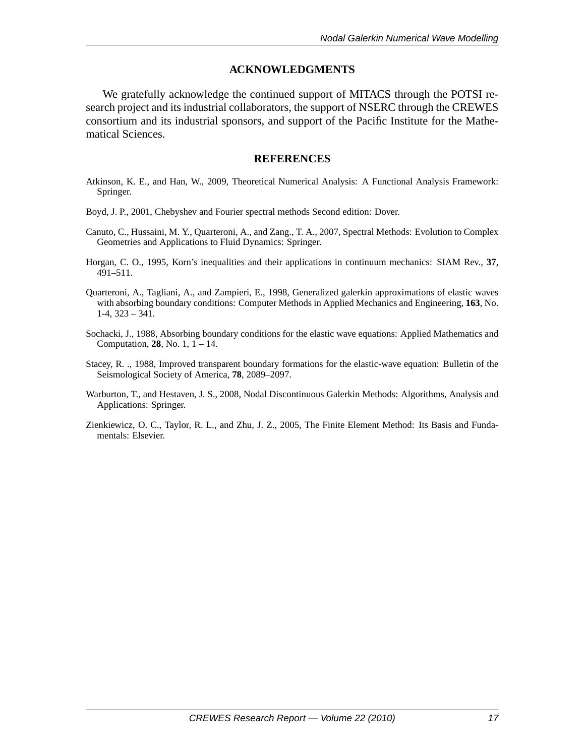## ACKNOWLEDGMENTS

We gratefully acknowledge the continued support of MITACS through the POTSI research project and its industrial collaborators, the support of NSERC through the CREWES consortium and its industrial sponsors, and support of the Pacific Institute for the Mathematical Sciences.

## REFERENCES

Atkinson, K. E., and Han, W., 2009, Theoretical Numerical Analysis: A Functional Analysis Framework: Springer.

Boyd, J. P., 2001, Chebyshev and Fourier spectral methods Second edition: Dover.

Canuto, C., Hussaini, M. Y., Quarteroni, A., and Zang., T. A., 2007, Spectral Methods: Evolution to Complex Geometries and Applications to Fluid Dynamics: Springer.

Horgan, C. O., 1995, Korn's inequalities and their applications in continuum mechanics: SIAM Rev., **37**, 491–511.

Quarteroni, A., Tagliani, A., and Zampieri, E., 1998, Generalized galerkin approximations of elastic waves with absorbing boundary conditions: Computer Methods in Applied Mechanics and Engineering, **163**, No. 1-4, 323 – 341.

Sochacki, J., 1988, Absorbing boundary conditions for the elastic wave equations: Applied Mathematics and Computation, **28**, No. 1, 1 – 14.

Stacey, R. ., 1988, Improved transparent boundary formations for the elastic-wave equation: Bulletin of the Seismological Society of America, **78**, 2089–2097.

Warburton, T., and Hestaven, J. S., 2008, Nodal Discontinuous Galerkin Methods: Algorithms, Analysis and Applications: Springer.

Zienkiewicz, O. C., Taylor, R. L., and Zhu, J. Z., 2005, The Finite Element Method: Its Basis and Fundamentals: Elsevier.